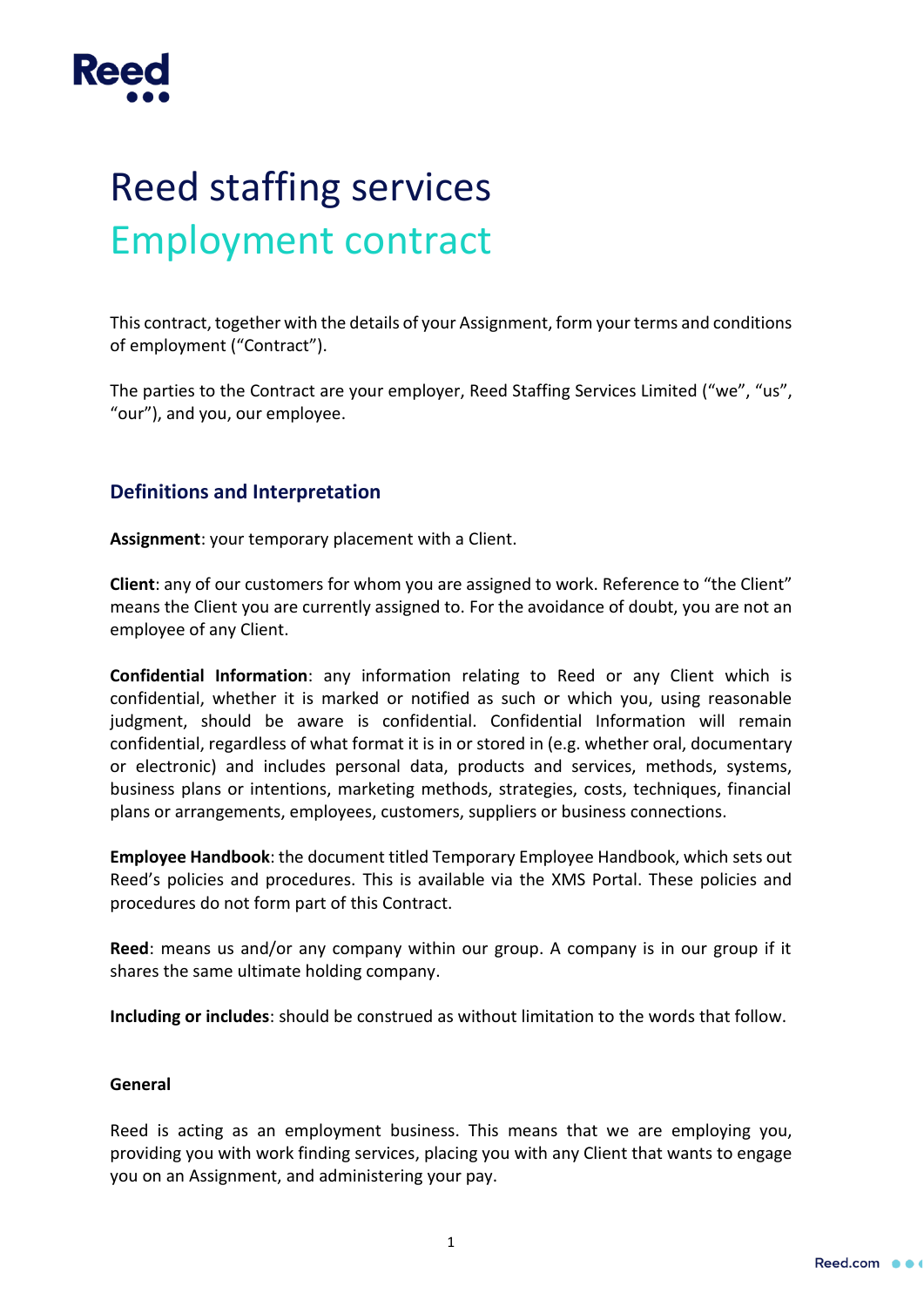# Reed staffing services

## Employment contract

This contract, together with the details of your Assignment, form your terms and conditions of employment ("Contract").

The parties to the Contract are your employer, Reed Staffing Services Limited ("we", "us", "our"), and you, our employee.

### Definitions and Interpretation

**Assignment**: your temporary placement with a Client.

**Client**: any of our customers for whom you are assigned to work. Reference to "the Client" means the Client you are currently assigned to. For the avoidance of doubt, you are not an employee of any Client.

**Confidential Information**: any information relating to Reed or any Client which is confidential, whether it is marked or notified as such or which you, using reasonable judgment, should be aware is confidential. Confidential Information will remain confidential, regardless of what format it is in or stored in (e.g. whether oral, documentary or electronic) and includes personal data, products and services, methods, systems, business plans or intentions, marketing methods, strategies, costs, techniques, financial plans or arrangements, employees, customers, suppliers or business connections.

**Employee Handbook**: the document titled Temporary Employee Handbook, which sets out Reed's policies and procedures. This is available via the XMS Portal. These policies and procedures do not form part of this Contract.

**Reed**: means us and/or any company within our group. A company is in our group if it shares the same ultimate holding company.

**Including or includes**: should be construed as without limitation to the words that follow.

#### General

Reed is acting as an employment business. This means that we are employing you, providing you with work finding services, placing you with any Client that wants to engage you on an Assignment, and administering your pay.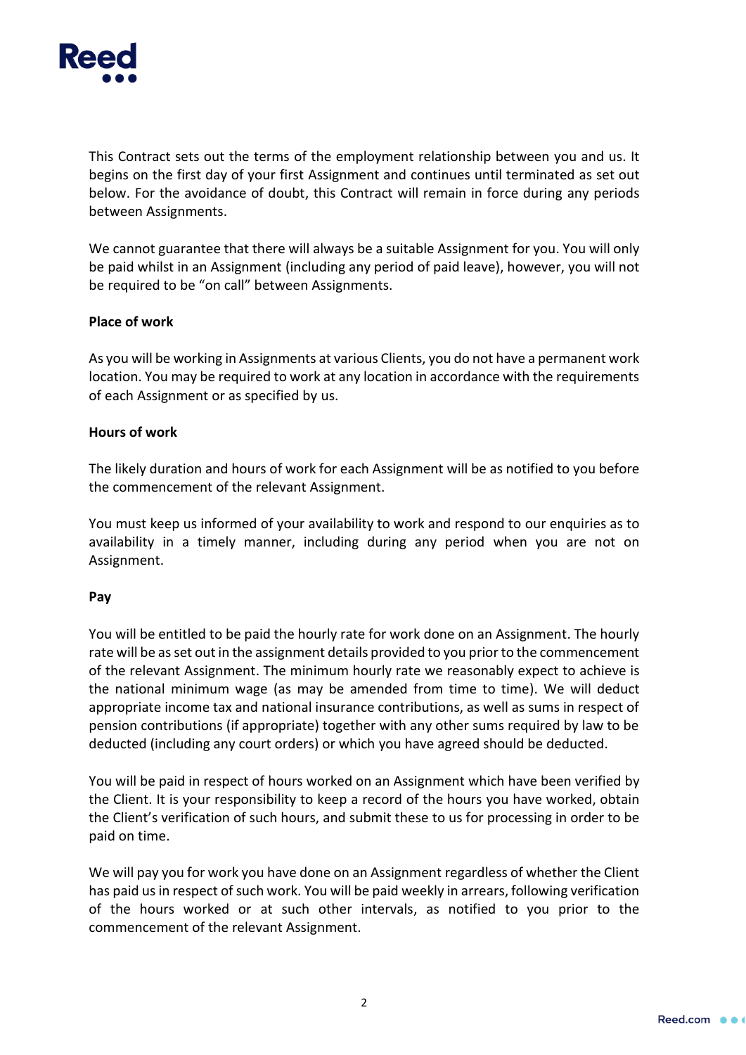This Contract sets out the terms of the employment relationship between you and us. It begins on the first day of your first Assignment and continues until terminated as set out below. For the avoidance of doubt, this Contract will remain in force during any periods between Assignments.

We cannot guarantee that there will always be a suitable Assignment for you. You will only be paid whilst in an Assignment (including any period of paid leave), however, you will not be required to be "on call" between Assignments.

**Place of work**

As you will be working in Assignments at various Clients, you do not have a permanent work location. You may be required to work at any location in accordance with the requirements of each Assignment or as specified by us.

**Hours of work**

The likely duration and hours of work for each Assignment will be as notified to you before the commencement of the relevant Assignment.

You must keep us informed of your availability to work and respond to our enquiries as to availability in a timely manner, including during any period when you are not on Assignment.

**Pay**

You will be entitled to be paid the hourly rate for work done on an Assignment. The hourly rate will be as set out in the assignment details provided to you prior to the commencement of the relevant Assignment. The minimum hourly rate we reasonably expect to achieve is the national minimum wage (as may be amended from time to time). We will deduct appropriate income tax and national insurance contributions, as well as sums in respect of pension contributions (if appropriate) together with any other sums required by law to be deducted (including any court orders) or which you have agreed should be deducted.

You will be paid in respect of hours worked on an Assignment which have been verified by the Client. It is your responsibility to keep a record of the hours you have worked, obtain the Client's verification of such hours, and submit these to us for processing in order to be paid on time.

We will pay you for work you have done on an Assignment regardless of whether the Client has paid us in respect of such work. You will be paid weekly in arrears, following verification of the hours worked or at such other intervals, as notified to you prior to the commencement of the relevant Assignment.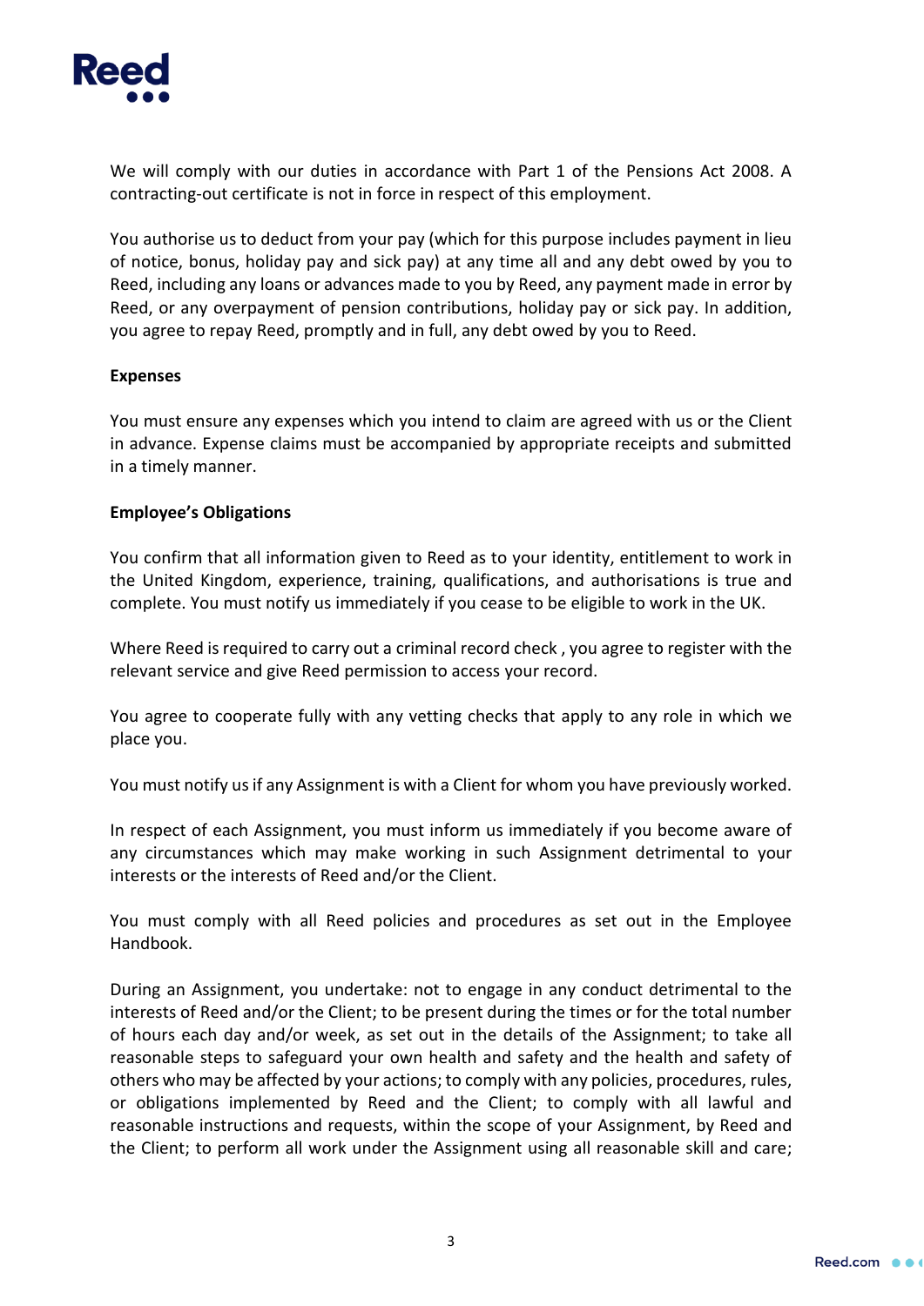We will comply with our duties in accordance with Part 1 of the Pensions Act 2008. A contracting-out certificate is not in force in respect of this employment.

You authorise us to deduct from your pay (which for this purpose includes payment in lieu of notice, bonus, holiday pay and sick pay) at any time all and any debt owed by you to Reed, including any loans or advances made to you by Reed, any payment made in error by Reed, or any overpayment of pension contributions, holiday pay or sick pay. In addition, you agree to repay Reed, promptly and in full, any debt owed by you to Reed.

**Expenses**

You must ensure any expenses which you intend to claim are agreed with us or the Client in advance. Expense claims must be accompanied by appropriate receipts and submitted in a timely manner.

**Employee's Obligations**

You confirm that all information given to Reed as to your identity, entitlement to work in the United Kingdom, experience, training, qualifications, and authorisations is true and complete. You must notify us immediately if you cease to be eligible to work in the UK.

Where Reed is required to carry out a criminal record check , you agree to register with the relevant service and give Reed permission to access your record.

You agree to cooperate fully with any vetting checks that apply to any role in which we place you.

You must notify us if any Assignment is with a Client for whom you have previously worked.

In respect of each Assignment, you must inform us immediately if you become aware of any circumstances which may make working in such Assignment detrimental to your interests or the interests of Reed and/or the Client.

You must comply with all Reed policies and procedures as set out in the Employee Handbook.

During an Assignment, you undertake: not to engage in any conduct detrimental to the interests of Reed and/or the Client; to be present during the times or for the total number of hours each day and/or week, as set out in the details of the Assignment; to take all reasonable steps to safeguard your own health and safety and the health and safety of others who may be affected by your actions; to comply with any policies, procedures, rules, or obligations implemented by Reed and the Client; to comply with all lawful and reasonable instructions and requests, within the scope of your Assignment, by Reed and the Client; to perform all work under the Assignment using all reasonable skill and care;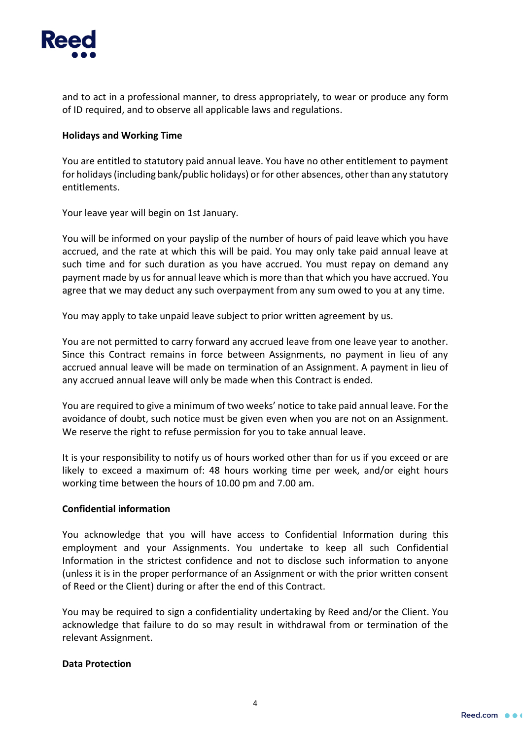and to act in a professional manner, to dress appropriately, to wear or produce any form of ID required, and to observe all applicable laws and regulations.

**Holidays and Working Time**

You are entitled to statutory paid annual leave. You have no other entitlement to payment for holidays (including bank/public holidays) or for other absences, other than any statutory entitlements.

Your leave year will begin on 1st January.

You will be informed on your payslip of the number of hours of paid leave which you have accrued, and the rate at which this will be paid. You may only take paid annual leave at such time and for such duration as you have accrued. You must repay on demand any payment made by us for annual leave which is more than that which you have accrued. You agree that we may deduct any such overpayment from any sum owed to you at any time.

You may apply to take unpaid leave subject to prior written agreement by us.

You are not permitted to carry forward any accrued leave from one leave year to another. Since this Contract remains in force between Assignments, no payment in lieu of any accrued annual leave will be made on termination of an Assignment. A payment in lieu of any accrued annual leave will only be made when this Contract is ended.

You are required to give a minimum of two weeks' notice to take paid annual leave. For the avoidance of doubt, such notice must be given even when you are not on an Assignment. We reserve the right to refuse permission for you to take annual leave.

It is your responsibility to notify us of hours worked other than for us if you exceed or are likely to exceed a maximum of: 48 hours working time per week, and/or eight hours working time between the hours of 10.00 pm and 7.00 am.

**Confidential information**

You acknowledge that you will have access to Confidential Information during this employment and your Assignments. You undertake to keep all such Confidential Information in the strictest confidence and not to disclose such information to anyone (unless it is in the proper performance of an Assignment or with the prior written consent of Reed or the Client) during or after the end of this Contract.

You may be required to sign a confidentiality undertaking by Reed and/or the Client. You acknowledge that failure to do so may result in withdrawal from or termination of the relevant Assignment.

**Data Protection**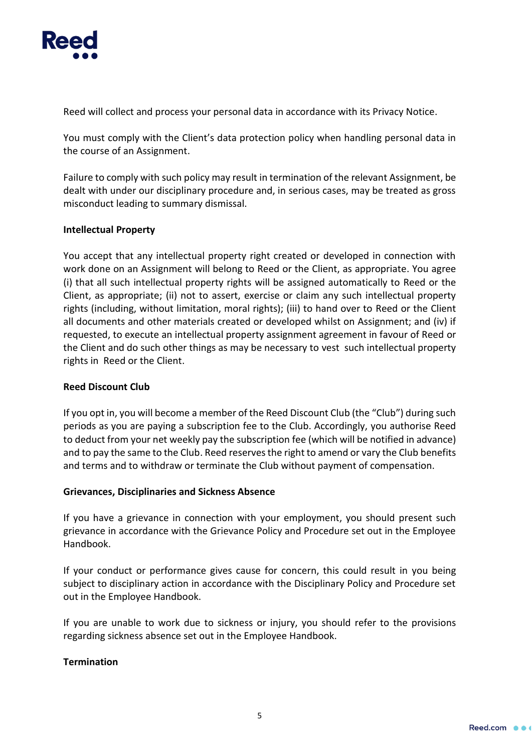Reed will collect and process your personal data in accordance with its Privacy Notice.

You must comply with the Client's data protection policy when handling personal data in the course of an Assignment.

Failure to comply with such policy may result in termination of the relevant Assignment, be dealt with under our disciplinary procedure and, in serious cases, may be treated as gross misconduct leading to summary dismissal.

**Intellectual Property**

You accept that any intellectual property right created or developed in connection with work done on an Assignment will belong to Reed or the Client, as appropriate. You agree (i) that all such intellectual property rights will be assigned automatically to Reed or the Client, as appropriate; (ii) not to assert, exercise or claim any such intellectual property rights (including, without limitation, moral rights); (iii) to hand over to Reed or the Client all documents and other materials created or developed whilst on Assignment; and (iv) if requested, to execute an intellectual property assignment agreement in favour of Reed or the Client and do such other things as may be necessary to vest such intellectual property rights in Reed or the Client.

**Reed Discount Club**

If you opt in, you will become a member of the Reed Discount Club (the "Club") during such periods as you are paying a subscription fee to the Club. Accordingly, you authorise Reed to deduct from your net weekly pay the subscription fee (which will be notified in advance) and to pay the same to the Club. Reed reserves the right to amend or vary the Club benefits and terms and to withdraw or terminate the Club without payment of compensation.

**Grievances, Disciplinaries and Sickness Absence**

If you have a grievance in connection with your employment, you should present such grievance in accordance with the Grievance Policy and Procedure set out in the Employee Handbook.

If your conduct or performance gives cause for concern, this could result in you being subject to disciplinary action in accordance with the Disciplinary Policy and Procedure set out in the Employee Handbook.

If you are unable to work due to sickness or injury, you should refer to the provisions regarding sickness absence set out in the Employee Handbook.

**Termination**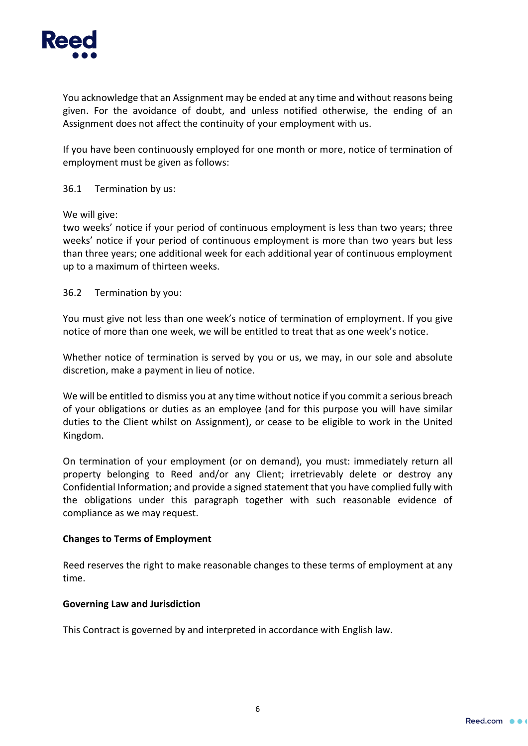You acknowledge that an Assignment may be ended at any time and without reasons being given. For the avoidance of doubt, and unless notified otherwise, the ending of an Assignment does not affect the continuity of your employment with us.

If you have been continuously employed for one month or more, notice of termination of employment must be given as follows:

36.1 Termination by us:

We will give:
two weeks' notice if your period of continuous employment is less than two years; three weeks' notice if your period of continuous employment is more than two years but less than three years; one additional week for each additional year of continuous employment up to a maximum of thirteen weeks.

36.2 Termination by you:

You must give not less than one week's notice of termination of employment. If you give notice of more than one week, we will be entitled to treat that as one week's notice.

Whether notice of termination is served by you or us, we may, in our sole and absolute discretion, make a payment in lieu of notice.

We will be entitled to dismiss you at any time without notice if you commit a serious breach of your obligations or duties as an employee (and for this purpose you will have similar duties to the Client whilst on Assignment), or cease to be eligible to work in the United Kingdom.

On termination of your employment (or on demand), you must: immediately return all property belonging to Reed and/or any Client; irretrievably delete or destroy any Confidential Information; and provide a signed statement that you have complied fully with the obligations under this paragraph together with such reasonable evidence of compliance as we may request.

**Changes to Terms of Employment**

Reed reserves the right to make reasonable changes to these terms of employment at any time.

**Governing Law and Jurisdiction**

This Contract is governed by and interpreted in accordance with English law.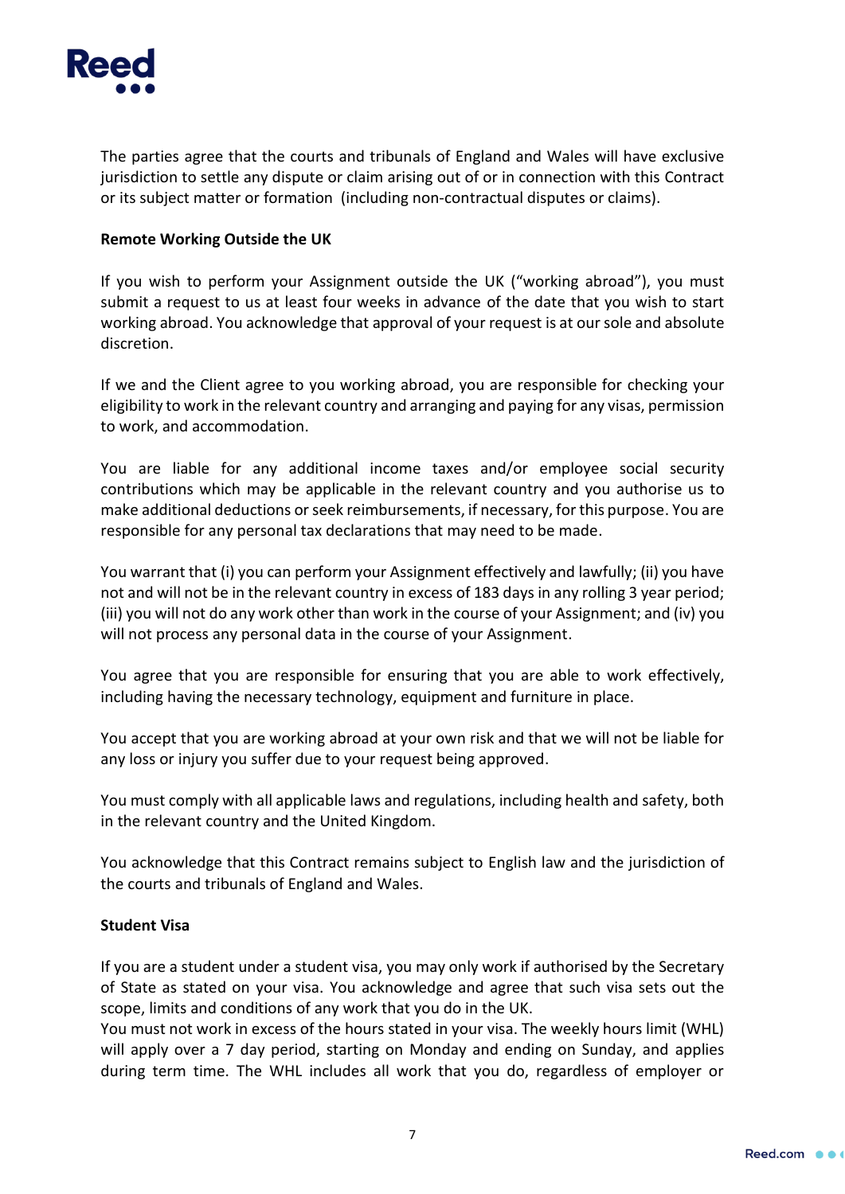The parties agree that the courts and tribunals of England and Wales will have exclusive jurisdiction to settle any dispute or claim arising out of or in connection with this Contract or its subject matter or formation (including non-contractual disputes or claims).

**Remote Working Outside the UK**

If you wish to perform your Assignment outside the UK ("working abroad"), you must submit a request to us at least four weeks in advance of the date that you wish to start working abroad. You acknowledge that approval of your request is at our sole and absolute discretion.

If we and the Client agree to you working abroad, you are responsible for checking your eligibility to work in the relevant country and arranging and paying for any visas, permission to work, and accommodation.

You are liable for any additional income taxes and/or employee social security contributions which may be applicable in the relevant country and you authorise us to make additional deductions or seek reimbursements, if necessary, for this purpose. You are responsible for any personal tax declarations that may need to be made.

You warrant that (i) you can perform your Assignment effectively and lawfully; (ii) you have not and will not be in the relevant country in excess of 183 days in any rolling 3 year period; (iii) you will not do any work other than work in the course of your Assignment; and (iv) you will not process any personal data in the course of your Assignment.

You agree that you are responsible for ensuring that you are able to work effectively, including having the necessary technology, equipment and furniture in place.

You accept that you are working abroad at your own risk and that we will not be liable for any loss or injury you suffer due to your request being approved.

You must comply with all applicable laws and regulations, including health and safety, both in the relevant country and the United Kingdom.

You acknowledge that this Contract remains subject to English law and the jurisdiction of the courts and tribunals of England and Wales.

**Student Visa**

If you are a student under a student visa, you may only work if authorised by the Secretary of State as stated on your visa. You acknowledge and agree that such visa sets out the scope, limits and conditions of any work that you do in the UK.
You must not work in excess of the hours stated in your visa. The weekly hours limit (WHL) will apply over a 7 day period, starting on Monday and ending on Sunday, and applies during term time. The WHL includes all work that you do, regardless of employer or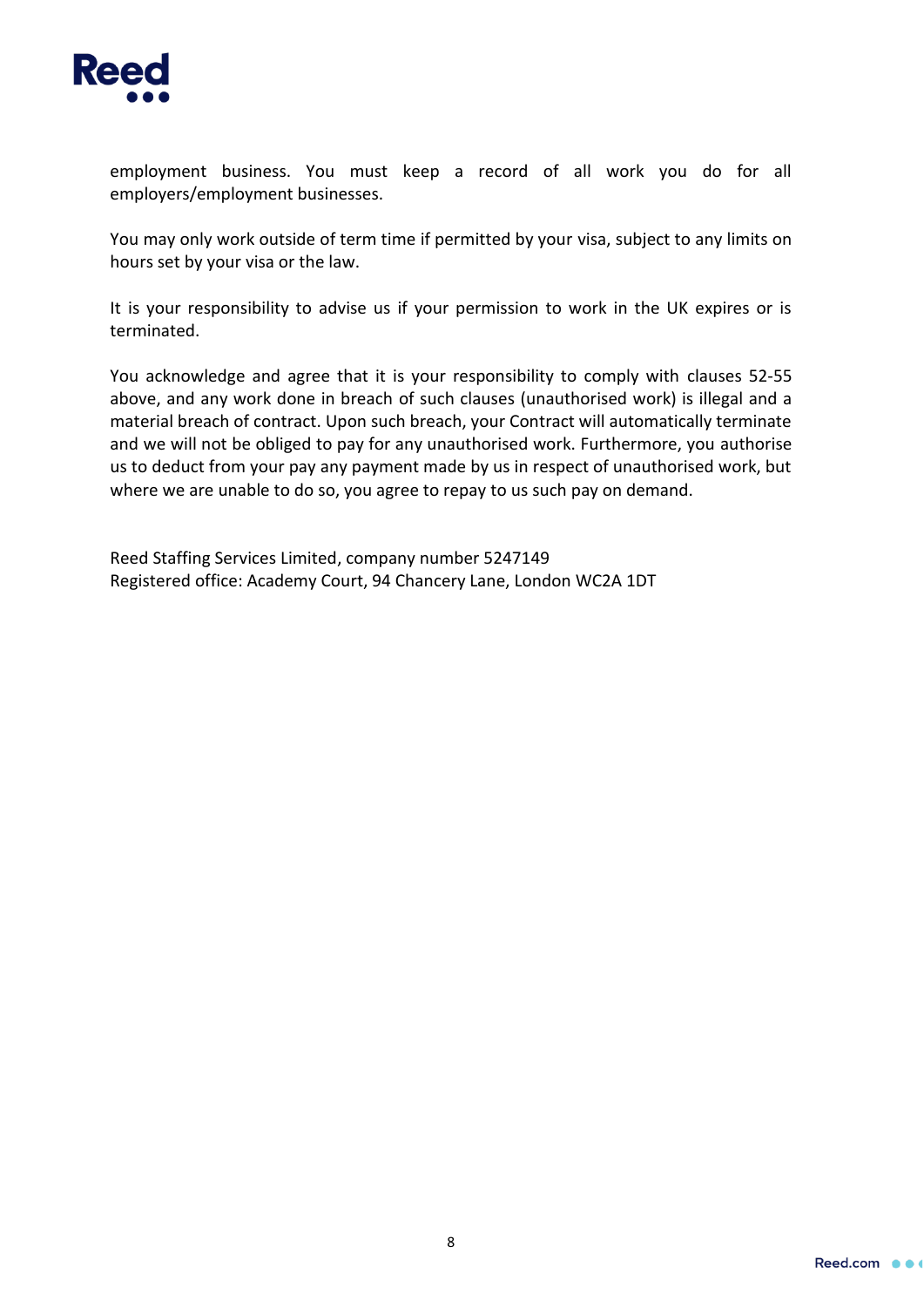employment business. You must keep a record of all work you do for all employers/employment businesses.

You may only work outside of term time if permitted by your visa, subject to any limits on hours set by your visa or the law.

It is your responsibility to advise us if your permission to work in the UK expires or is terminated.

You acknowledge and agree that it is your responsibility to comply with clauses 52-55 above, and any work done in breach of such clauses (unauthorised work) is illegal and a material breach of contract. Upon such breach, your Contract will automatically terminate and we will not be obliged to pay for any unauthorised work. Furthermore, you authorise us to deduct from your pay any payment made by us in respect of unauthorised work, but where we are unable to do so, you agree to repay to us such pay on demand.

Reed Staffing Services Limited, company number 5247149
Registered office: Academy Court, 94 Chancery Lane, London WC2A 1DT